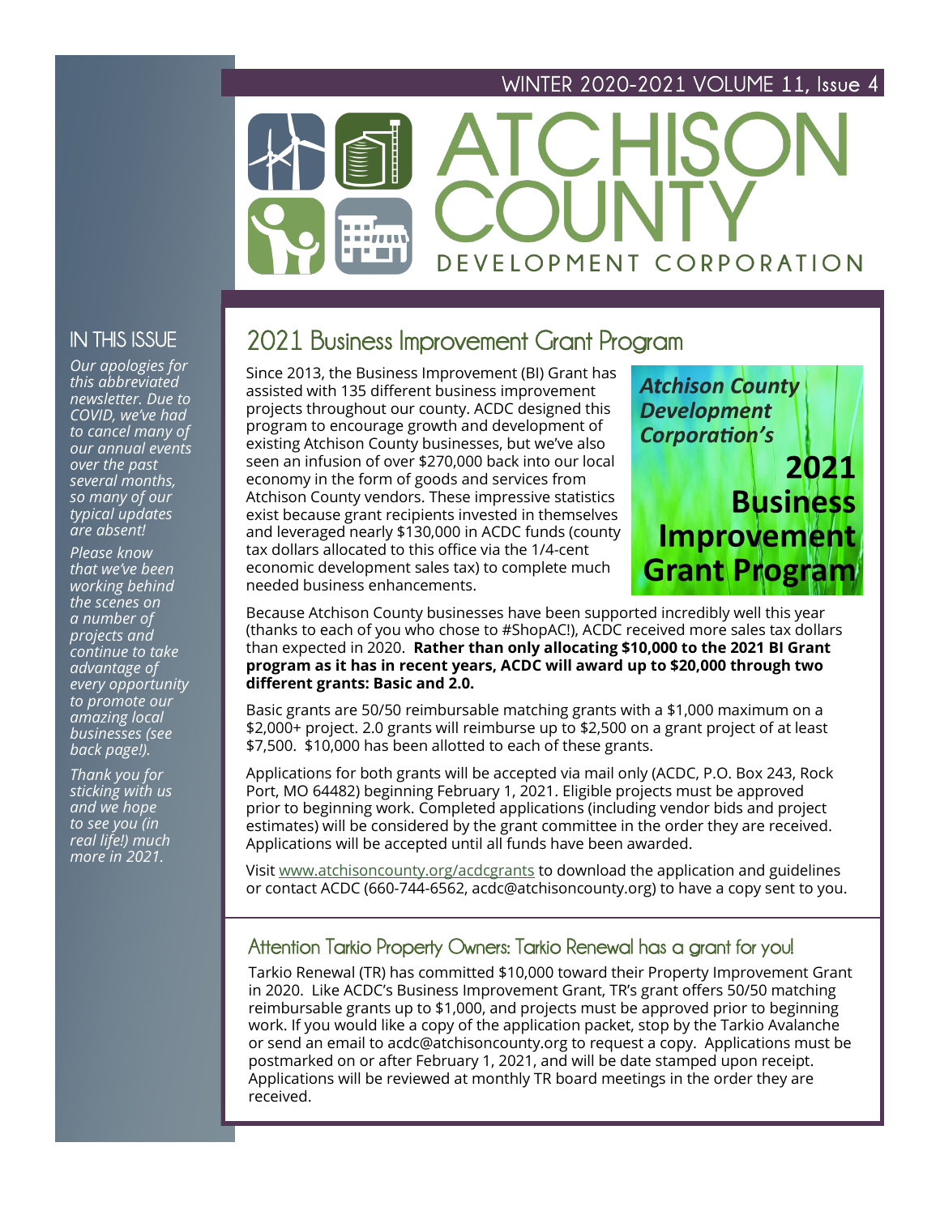WINTER 2020-2021 VOLUME 11, Issue 4

# ATCHISON COUNTY

DEVELOPMENT CORPORATION

## IN THIS ISSUE

*Our apologies for this abbreviated newsletter. Due to COVID, we've had to cancel many of our annual events over the past several months, so many of our typical updates are absent!*

*Please know that we've been working behind the scenes on a number of projects and continue to take advantage of every opportunity to promote our amazing local businesses (see back page!).*

*Thank you for sticking with us and we hope to see you (in real life!) much more in 2021.*

## 2021 Business Improvement Grant Program

***Atchison County Development Corporation's***

**2021 Business Improvement Grant Program**

Since 2013, the Business Improvement (BI) Grant has assisted with 135 different business improvement projects throughout our county. ACDC designed this program to encourage growth and development of existing Atchison County businesses, but we've also seen an infusion of over $270,000 back into our local economy in the form of goods and services from Atchison County vendors. These impressive statistics exist because grant recipients invested in themselves and leveraged nearly $130,000 in ACDC funds (county tax dollars allocated to this office via the 1/4-cent economic development sales tax) to complete much needed business enhancements.

Because Atchison County businesses have been supported incredibly well this year (thanks to each of you who chose to #ShopAC!), ACDC received more sales tax dollars than expected in 2020. **Rather than only allocating $10,000 to the 2021 BI Grant program as it has in recent years, ACDC will award up to $20,000 through two different grants: Basic and 2.0.**

Basic grants are 50/50 reimbursable matching grants with a $1,000 maximum on a $2,000+ project. 2.0 grants will reimburse up to $2,500 on a grant project of at least $7,500. $10,000 has been allotted to each of these grants.

Applications for both grants will be accepted via mail only (ACDC, P.O. Box 243, Rock Port, MO 64482) beginning February 1, 2021. Eligible projects must be approved prior to beginning work. Completed applications (including vendor bids and project estimates) will be considered by the grant committee in the order they are received. Applications will be accepted until all funds have been awarded.

Visit www.atchisoncounty.org/acdcgrants to download the application and guidelines or contact ACDC (660-744-6562, acdc@atchisoncounty.org) to have a copy sent to you.

### Attention Tarkio Property Owners: Tarkio Renewal has a grant for you!

Tarkio Renewal (TR) has committed $10,000 toward their Property Improvement Grant in 2020. Like ACDC's Business Improvement Grant, TR's grant offers 50/50 matching reimbursable grants up to $1,000, and projects must be approved prior to beginning work. If you would like a copy of the application packet, stop by the Tarkio Avalanche or send an email to acdc@atchisoncounty.org to request a copy. Applications must be postmarked on or after February 1, 2021, and will be date stamped upon receipt. Applications will be reviewed at monthly TR board meetings in the order they are received.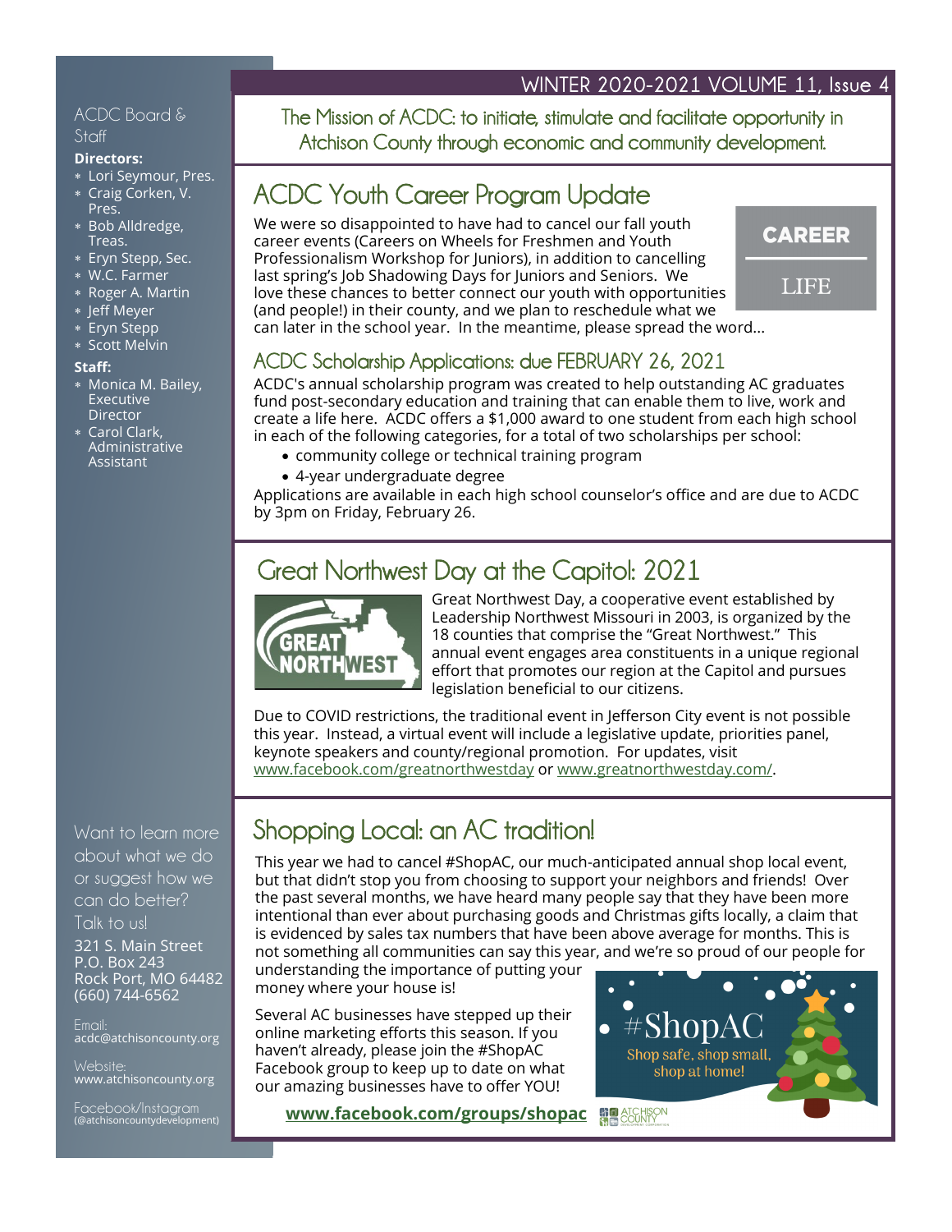## ACDC Board & Staff

**Directors:**

- Lori Seymour, Pres.
- Craig Corken, V. Pres.
- Bob Alldredge, Treas.
- Eryn Stepp, Sec.
- W.C. Farmer
- Roger A. Martin
- Jeff Meyer
- Eryn Stepp
- Scott Melvin

**Staff:**

- Monica M. Bailey, Executive Director
- Carol Clark, Administrative Assistant

Want to learn more about what we do or suggest how we can do better? Talk to us!

321 S. Main Street
P.O. Box 243
Rock Port, MO 64482
(660) 744-6562

Email:
acdc@atchisoncounty.org

Website:
www.atchisoncounty.org

Facebook/Instagram
(@atchisoncountydevelopment)

WINTER 2020-2021 VOLUME 11, Issue 4

The Mission of ACDC: to initiate, stimulate and facilitate opportunity in Atchison County through economic and community development.

# ACDC Youth Career Program Update

CAREER

LIFE

We were so disappointed to have had to cancel our fall youth career events (Careers on Wheels for Freshmen and Youth Professionalism Workshop for Juniors), in addition to cancelling last spring's Job Shadowing Days for Juniors and Seniors. We love these chances to better connect our youth with opportunities (and people!) in their county, and we plan to reschedule what we can later in the school year. In the meantime, please spread the word…

## ACDC Scholarship Applications: due FEBRUARY 26, 2021

ACDC's annual scholarship program was created to help outstanding AC graduates fund post-secondary education and training that can enable them to live, work and create a life here. ACDC offers a $1,000 award to one student from each high school in each of the following categories, for a total of two scholarships per school:

- community college or technical training program
- 4-year undergraduate degree

Applications are available in each high school counselor's office and are due to ACDC by 3pm on Friday, February 26.

# Great Northwest Day at the Capitol: 2021

GREAT NORTHWEST

Great Northwest Day, a cooperative event established by Leadership Northwest Missouri in 2003, is organized by the 18 counties that comprise the "Great Northwest." This annual event engages area constituents in a unique regional effort that promotes our region at the Capitol and pursues legislation beneficial to our citizens.

Due to COVID restrictions, the traditional event in Jefferson City event is not possible this year. Instead, a virtual event will include a legislative update, priorities panel, keynote speakers and county/regional promotion. For updates, visit www.facebook.com/greatnorthwestday or www.greatnorthwestday.com/.

# Shopping Local: an AC tradition!

This year we had to cancel #ShopAC, our much-anticipated annual shop local event, but that didn't stop you from choosing to support your neighbors and friends! Over the past several months, we have heard many people say that they have been more intentional than ever about purchasing goods and Christmas gifts locally, a claim that is evidenced by sales tax numbers that have been above average for months. This is not something all communities can say this year, and we're so proud of our people for understanding the importance of putting your money where your house is!

Several AC businesses have stepped up their online marketing efforts this season. If you haven't already, please join the #ShopAC Facebook group to keep up to date on what our amazing businesses have to offer YOU!

#ShopAC
Shop safe, shop small, shop at home!

**www.facebook.com/groups/shopac**

ATCHISON COUNTY DEVELOPMENT CORPORATION